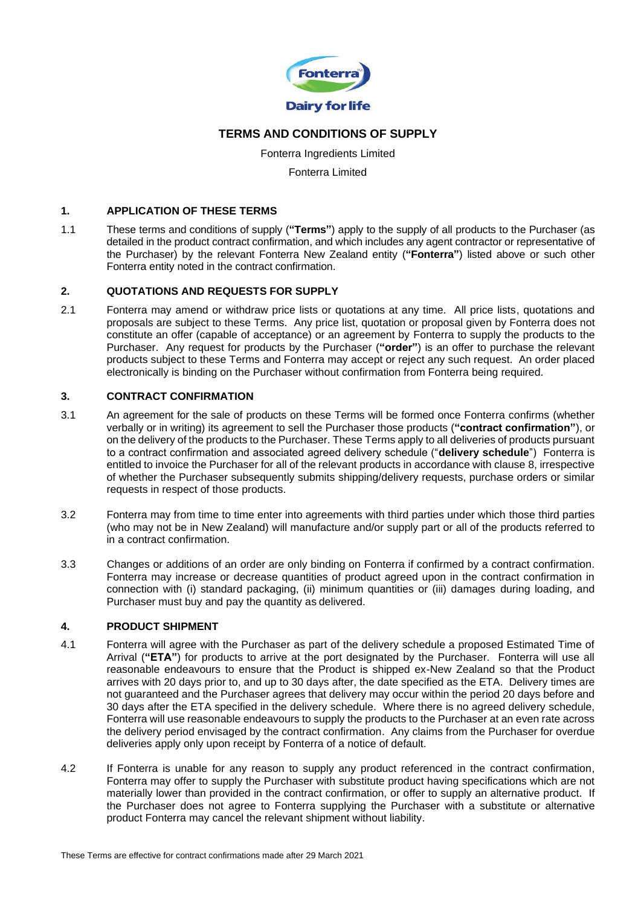# TERMS AND CONDITIONS OF SUPPLY

Fonterra Ingredients Limited

Fonterra Limited

## 1. APPLICATION OF THESE TERMS

1.1 These terms and conditions of supply (**"Terms"**) apply to the supply of all products to the Purchaser (as detailed in the product contract confirmation, and which includes any agent contractor or representative of the Purchaser) by the relevant Fonterra New Zealand entity (**"Fonterra"**) listed above or such other Fonterra entity noted in the contract confirmation.

## 2. QUOTATIONS AND REQUESTS FOR SUPPLY

2.1 Fonterra may amend or withdraw price lists or quotations at any time. All price lists, quotations and proposals are subject to these Terms. Any price list, quotation or proposal given by Fonterra does not constitute an offer (capable of acceptance) or an agreement by Fonterra to supply the products to the Purchaser. Any request for products by the Purchaser (**"order"**) is an offer to purchase the relevant products subject to these Terms and Fonterra may accept or reject any such request. An order placed electronically is binding on the Purchaser without confirmation from Fonterra being required.

## 3. CONTRACT CONFIRMATION

3.1 An agreement for the sale of products on these Terms will be formed once Fonterra confirms (whether verbally or in writing) its agreement to sell the Purchaser those products (**"contract confirmation"**), or on the delivery of the products to the Purchaser. These Terms apply to all deliveries of products pursuant to a contract confirmation and associated agreed delivery schedule ("**delivery schedule**") Fonterra is entitled to invoice the Purchaser for all of the relevant products in accordance with clause 8, irrespective of whether the Purchaser subsequently submits shipping/delivery requests, purchase orders or similar requests in respect of those products.

3.2 Fonterra may from time to time enter into agreements with third parties under which those third parties (who may not be in New Zealand) will manufacture and/or supply part or all of the products referred to in a contract confirmation.

3.3 Changes or additions of an order are only binding on Fonterra if confirmed by a contract confirmation. Fonterra may increase or decrease quantities of product agreed upon in the contract confirmation in connection with (i) standard packaging, (ii) minimum quantities or (iii) damages during loading, and Purchaser must buy and pay the quantity as delivered.

## 4. PRODUCT SHIPMENT

4.1 Fonterra will agree with the Purchaser as part of the delivery schedule a proposed Estimated Time of Arrival (**"ETA"**) for products to arrive at the port designated by the Purchaser. Fonterra will use all reasonable endeavours to ensure that the Product is shipped ex-New Zealand so that the Product arrives with 20 days prior to, and up to 30 days after, the date specified as the ETA. Delivery times are not guaranteed and the Purchaser agrees that delivery may occur within the period 20 days before and 30 days after the ETA specified in the delivery schedule. Where there is no agreed delivery schedule, Fonterra will use reasonable endeavours to supply the products to the Purchaser at an even rate across the delivery period envisaged by the contract confirmation. Any claims from the Purchaser for overdue deliveries apply only upon receipt by Fonterra of a notice of default.

4.2 If Fonterra is unable for any reason to supply any product referenced in the contract confirmation, Fonterra may offer to supply the Purchaser with substitute product having specifications which are not materially lower than provided in the contract confirmation, or offer to supply an alternative product. If the Purchaser does not agree to Fonterra supplying the Purchaser with a substitute or alternative product Fonterra may cancel the relevant shipment without liability.

These Terms are effective for contract confirmations made after 29 March 2021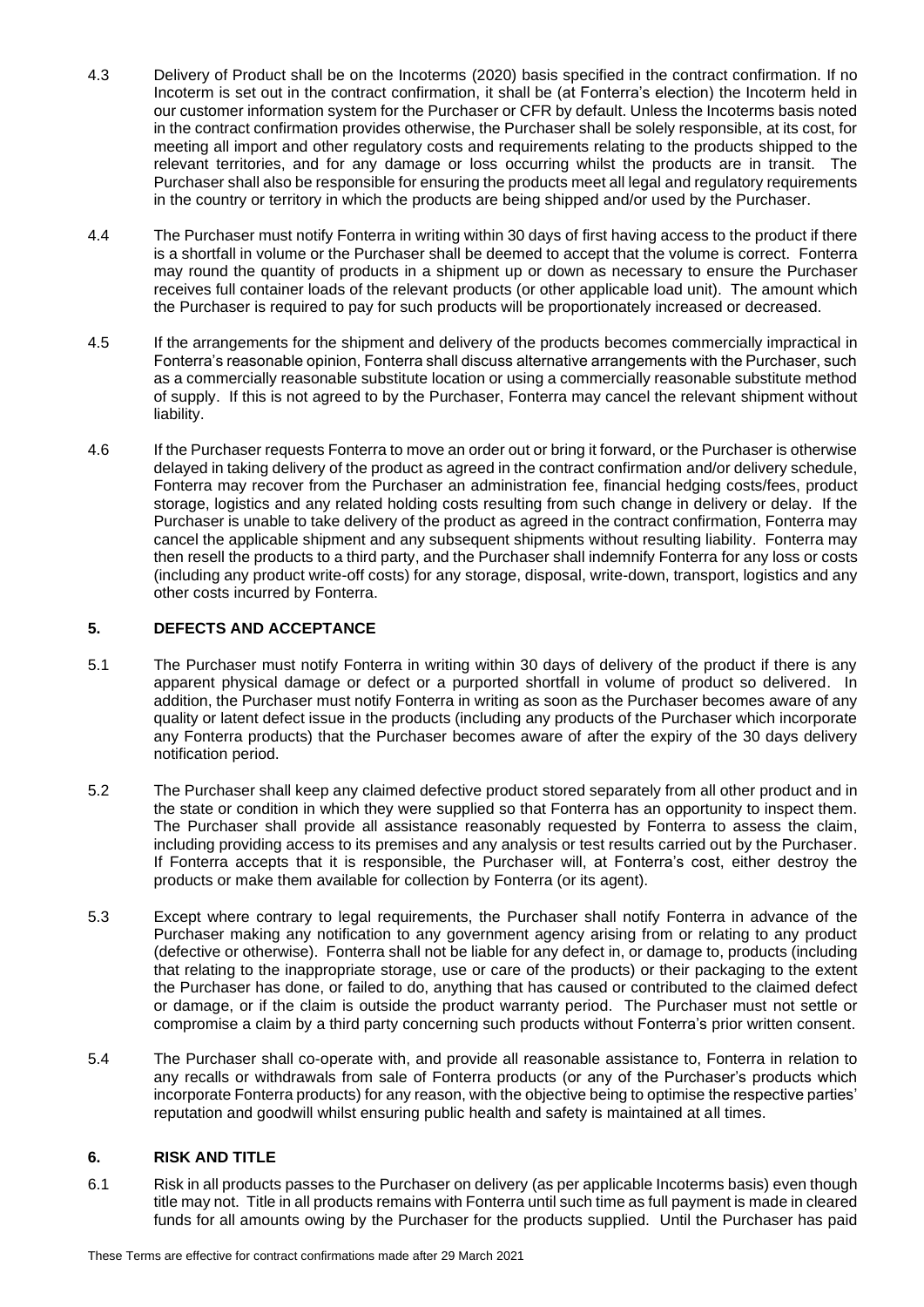4.3 Delivery of Product shall be on the Incoterms (2020) basis specified in the contract confirmation. If no Incoterm is set out in the contract confirmation, it shall be (at Fonterra's election) the Incoterm held in our customer information system for the Purchaser or CFR by default. Unless the Incoterms basis noted in the contract confirmation provides otherwise, the Purchaser shall be solely responsible, at its cost, for meeting all import and other regulatory costs and requirements relating to the products shipped to the relevant territories, and for any damage or loss occurring whilst the products are in transit. The Purchaser shall also be responsible for ensuring the products meet all legal and regulatory requirements in the country or territory in which the products are being shipped and/or used by the Purchaser.

4.4 The Purchaser must notify Fonterra in writing within 30 days of first having access to the product if there is a shortfall in volume or the Purchaser shall be deemed to accept that the volume is correct. Fonterra may round the quantity of products in a shipment up or down as necessary to ensure the Purchaser receives full container loads of the relevant products (or other applicable load unit). The amount which the Purchaser is required to pay for such products will be proportionately increased or decreased.

4.5 If the arrangements for the shipment and delivery of the products becomes commercially impractical in Fonterra's reasonable opinion, Fonterra shall discuss alternative arrangements with the Purchaser, such as a commercially reasonable substitute location or using a commercially reasonable substitute method of supply. If this is not agreed to by the Purchaser, Fonterra may cancel the relevant shipment without liability.

4.6 If the Purchaser requests Fonterra to move an order out or bring it forward, or the Purchaser is otherwise delayed in taking delivery of the product as agreed in the contract confirmation and/or delivery schedule, Fonterra may recover from the Purchaser an administration fee, financial hedging costs/fees, product storage, logistics and any related holding costs resulting from such change in delivery or delay. If the Purchaser is unable to take delivery of the product as agreed in the contract confirmation, Fonterra may cancel the applicable shipment and any subsequent shipments without resulting liability. Fonterra may then resell the products to a third party, and the Purchaser shall indemnify Fonterra for any loss or costs (including any product write-off costs) for any storage, disposal, write-down, transport, logistics and any other costs incurred by Fonterra.

## 5. DEFECTS AND ACCEPTANCE

5.1 The Purchaser must notify Fonterra in writing within 30 days of delivery of the product if there is any apparent physical damage or defect or a purported shortfall in volume of product so delivered. In addition, the Purchaser must notify Fonterra in writing as soon as the Purchaser becomes aware of any quality or latent defect issue in the products (including any products of the Purchaser which incorporate any Fonterra products) that the Purchaser becomes aware of after the expiry of the 30 days delivery notification period.

5.2 The Purchaser shall keep any claimed defective product stored separately from all other product and in the state or condition in which they were supplied so that Fonterra has an opportunity to inspect them. The Purchaser shall provide all assistance reasonably requested by Fonterra to assess the claim, including providing access to its premises and any analysis or test results carried out by the Purchaser. If Fonterra accepts that it is responsible, the Purchaser will, at Fonterra's cost, either destroy the products or make them available for collection by Fonterra (or its agent).

5.3 Except where contrary to legal requirements, the Purchaser shall notify Fonterra in advance of the Purchaser making any notification to any government agency arising from or relating to any product (defective or otherwise). Fonterra shall not be liable for any defect in, or damage to, products (including that relating to the inappropriate storage, use or care of the products) or their packaging to the extent the Purchaser has done, or failed to do, anything that has caused or contributed to the claimed defect or damage, or if the claim is outside the product warranty period. The Purchaser must not settle or compromise a claim by a third party concerning such products without Fonterra's prior written consent.

5.4 The Purchaser shall co-operate with, and provide all reasonable assistance to, Fonterra in relation to any recalls or withdrawals from sale of Fonterra products (or any of the Purchaser's products which incorporate Fonterra products) for any reason, with the objective being to optimise the respective parties' reputation and goodwill whilst ensuring public health and safety is maintained at all times.

## 6. RISK AND TITLE

6.1 Risk in all products passes to the Purchaser on delivery (as per applicable Incoterms basis) even though title may not. Title in all products remains with Fonterra until such time as full payment is made in cleared funds for all amounts owing by the Purchaser for the products supplied. Until the Purchaser has paid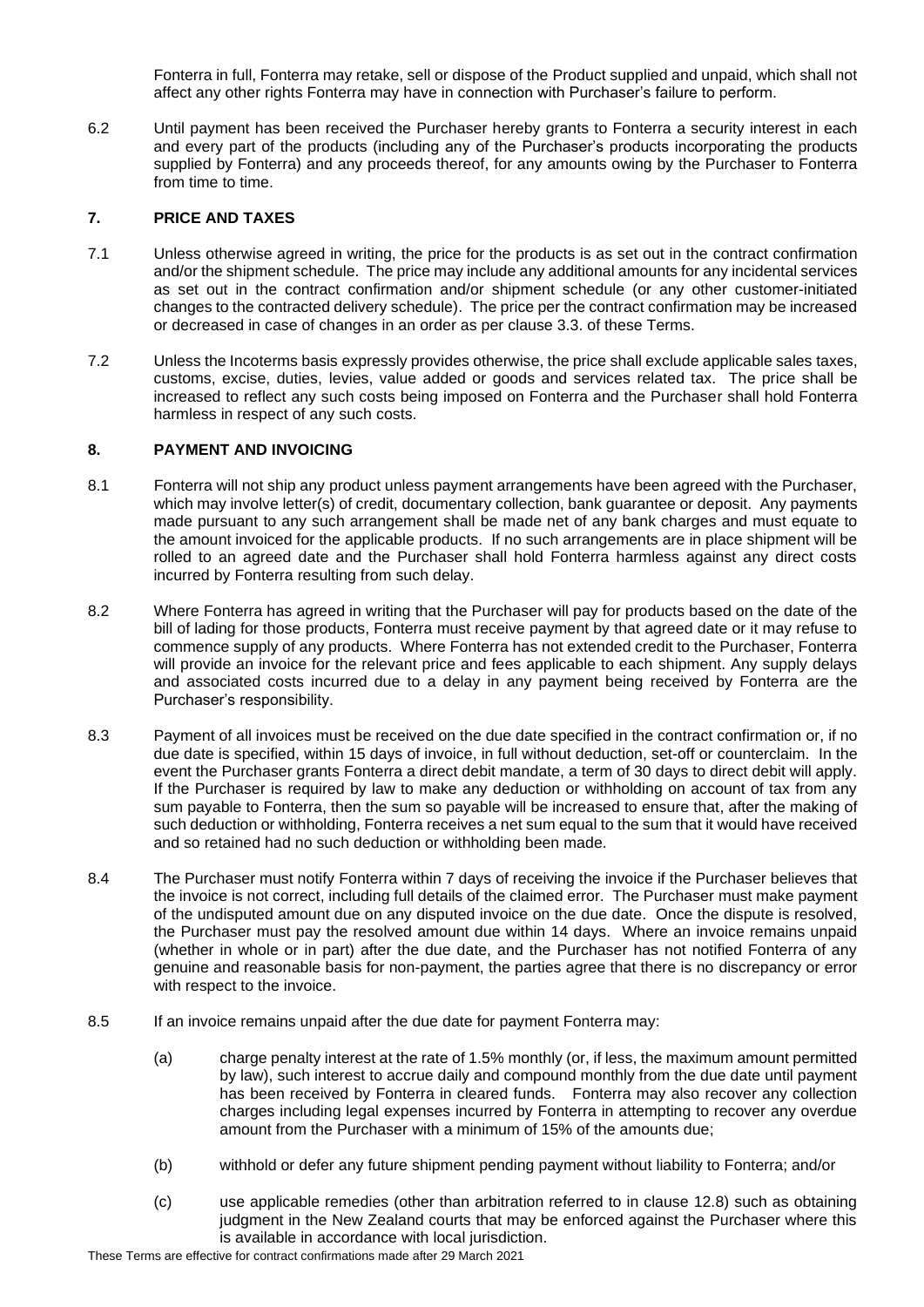Fonterra in full, Fonterra may retake, sell or dispose of the Product supplied and unpaid, which shall not affect any other rights Fonterra may have in connection with Purchaser's failure to perform.

6.2 Until payment has been received the Purchaser hereby grants to Fonterra a security interest in each and every part of the products (including any of the Purchaser's products incorporating the products supplied by Fonterra) and any proceeds thereof, for any amounts owing by the Purchaser to Fonterra from time to time.

## 7. PRICE AND TAXES

7.1 Unless otherwise agreed in writing, the price for the products is as set out in the contract confirmation and/or the shipment schedule. The price may include any additional amounts for any incidental services as set out in the contract confirmation and/or shipment schedule (or any other customer-initiated changes to the contracted delivery schedule). The price per the contract confirmation may be increased or decreased in case of changes in an order as per clause 3.3. of these Terms.

7.2 Unless the Incoterms basis expressly provides otherwise, the price shall exclude applicable sales taxes, customs, excise, duties, levies, value added or goods and services related tax. The price shall be increased to reflect any such costs being imposed on Fonterra and the Purchaser shall hold Fonterra harmless in respect of any such costs.

## 8. PAYMENT AND INVOICING

8.1 Fonterra will not ship any product unless payment arrangements have been agreed with the Purchaser, which may involve letter(s) of credit, documentary collection, bank guarantee or deposit. Any payments made pursuant to any such arrangement shall be made net of any bank charges and must equate to the amount invoiced for the applicable products. If no such arrangements are in place shipment will be rolled to an agreed date and the Purchaser shall hold Fonterra harmless against any direct costs incurred by Fonterra resulting from such delay.

8.2 Where Fonterra has agreed in writing that the Purchaser will pay for products based on the date of the bill of lading for those products, Fonterra must receive payment by that agreed date or it may refuse to commence supply of any products. Where Fonterra has not extended credit to the Purchaser, Fonterra will provide an invoice for the relevant price and fees applicable to each shipment. Any supply delays and associated costs incurred due to a delay in any payment being received by Fonterra are the Purchaser's responsibility.

8.3 Payment of all invoices must be received on the due date specified in the contract confirmation or, if no due date is specified, within 15 days of invoice, in full without deduction, set-off or counterclaim. In the event the Purchaser grants Fonterra a direct debit mandate, a term of 30 days to direct debit will apply. If the Purchaser is required by law to make any deduction or withholding on account of tax from any sum payable to Fonterra, then the sum so payable will be increased to ensure that, after the making of such deduction or withholding, Fonterra receives a net sum equal to the sum that it would have received and so retained had no such deduction or withholding been made.

8.4 The Purchaser must notify Fonterra within 7 days of receiving the invoice if the Purchaser believes that the invoice is not correct, including full details of the claimed error. The Purchaser must make payment of the undisputed amount due on any disputed invoice on the due date. Once the dispute is resolved, the Purchaser must pay the resolved amount due within 14 days. Where an invoice remains unpaid (whether in whole or in part) after the due date, and the Purchaser has not notified Fonterra of any genuine and reasonable basis for non-payment, the parties agree that there is no discrepancy or error with respect to the invoice.

8.5 If an invoice remains unpaid after the due date for payment Fonterra may:

(a) charge penalty interest at the rate of 1.5% monthly (or, if less, the maximum amount permitted by law), such interest to accrue daily and compound monthly from the due date until payment has been received by Fonterra in cleared funds. Fonterra may also recover any collection charges including legal expenses incurred by Fonterra in attempting to recover any overdue amount from the Purchaser with a minimum of 15% of the amounts due;

(b) withhold or defer any future shipment pending payment without liability to Fonterra; and/or

(c) use applicable remedies (other than arbitration referred to in clause 12.8) such as obtaining judgment in the New Zealand courts that may be enforced against the Purchaser where this is available in accordance with local jurisdiction.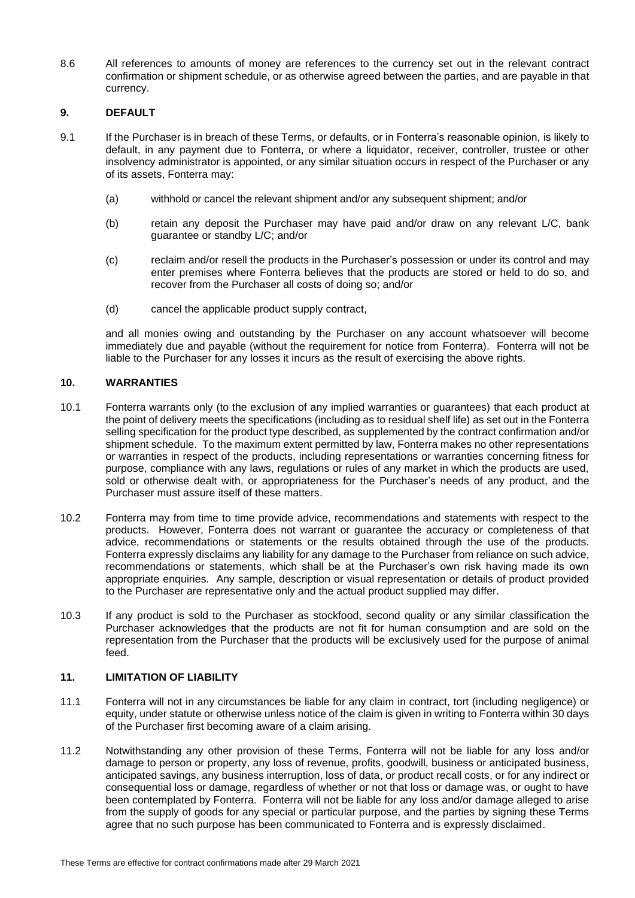8.6 All references to amounts of money are references to the currency set out in the relevant contract confirmation or shipment schedule, or as otherwise agreed between the parties, and are payable in that currency.

## 9. DEFAULT

9.1 If the Purchaser is in breach of these Terms, or defaults, or in Fonterra's reasonable opinion, is likely to default, in any payment due to Fonterra, or where a liquidator, receiver, controller, trustee or other insolvency administrator is appointed, or any similar situation occurs in respect of the Purchaser or any of its assets, Fonterra may:

   (a) withhold or cancel the relevant shipment and/or any subsequent shipment; and/or

   (b) retain any deposit the Purchaser may have paid and/or draw on any relevant L/C, bank guarantee or standby L/C; and/or

   (c) reclaim and/or resell the products in the Purchaser's possession or under its control and may enter premises where Fonterra believes that the products are stored or held to do so, and recover from the Purchaser all costs of doing so; and/or

   (d) cancel the applicable product supply contract,

and all monies owing and outstanding by the Purchaser on any account whatsoever will become immediately due and payable (without the requirement for notice from Fonterra). Fonterra will not be liable to the Purchaser for any losses it incurs as the result of exercising the above rights.

## 10. WARRANTIES

10.1 Fonterra warrants only (to the exclusion of any implied warranties or guarantees) that each product at the point of delivery meets the specifications (including as to residual shelf life) as set out in the Fonterra selling specification for the product type described, as supplemented by the contract confirmation and/or shipment schedule. To the maximum extent permitted by law, Fonterra makes no other representations or warranties in respect of the products, including representations or warranties concerning fitness for purpose, compliance with any laws, regulations or rules of any market in which the products are used, sold or otherwise dealt with, or appropriateness for the Purchaser's needs of any product, and the Purchaser must assure itself of these matters.

10.2 Fonterra may from time to time provide advice, recommendations and statements with respect to the products. However, Fonterra does not warrant or guarantee the accuracy or completeness of that advice, recommendations or statements or the results obtained through the use of the products. Fonterra expressly disclaims any liability for any damage to the Purchaser from reliance on such advice, recommendations or statements, which shall be at the Purchaser's own risk having made its own appropriate enquiries. Any sample, description or visual representation or details of product provided to the Purchaser are representative only and the actual product supplied may differ.

10.3 If any product is sold to the Purchaser as stockfood, second quality or any similar classification the Purchaser acknowledges that the products are not fit for human consumption and are sold on the representation from the Purchaser that the products will be exclusively used for the purpose of animal feed.

## 11. LIMITATION OF LIABILITY

11.1 Fonterra will not in any circumstances be liable for any claim in contract, tort (including negligence) or equity, under statute or otherwise unless notice of the claim is given in writing to Fonterra within 30 days of the Purchaser first becoming aware of a claim arising.

11.2 Notwithstanding any other provision of these Terms, Fonterra will not be liable for any loss and/or damage to person or property, any loss of revenue, profits, goodwill, business or anticipated business, anticipated savings, any business interruption, loss of data, or product recall costs, or for any indirect or consequential loss or damage, regardless of whether or not that loss or damage was, or ought to have been contemplated by Fonterra. Fonterra will not be liable for any loss and/or damage alleged to arise from the supply of goods for any special or particular purpose, and the parties by signing these Terms agree that no such purpose has been communicated to Fonterra and is expressly disclaimed.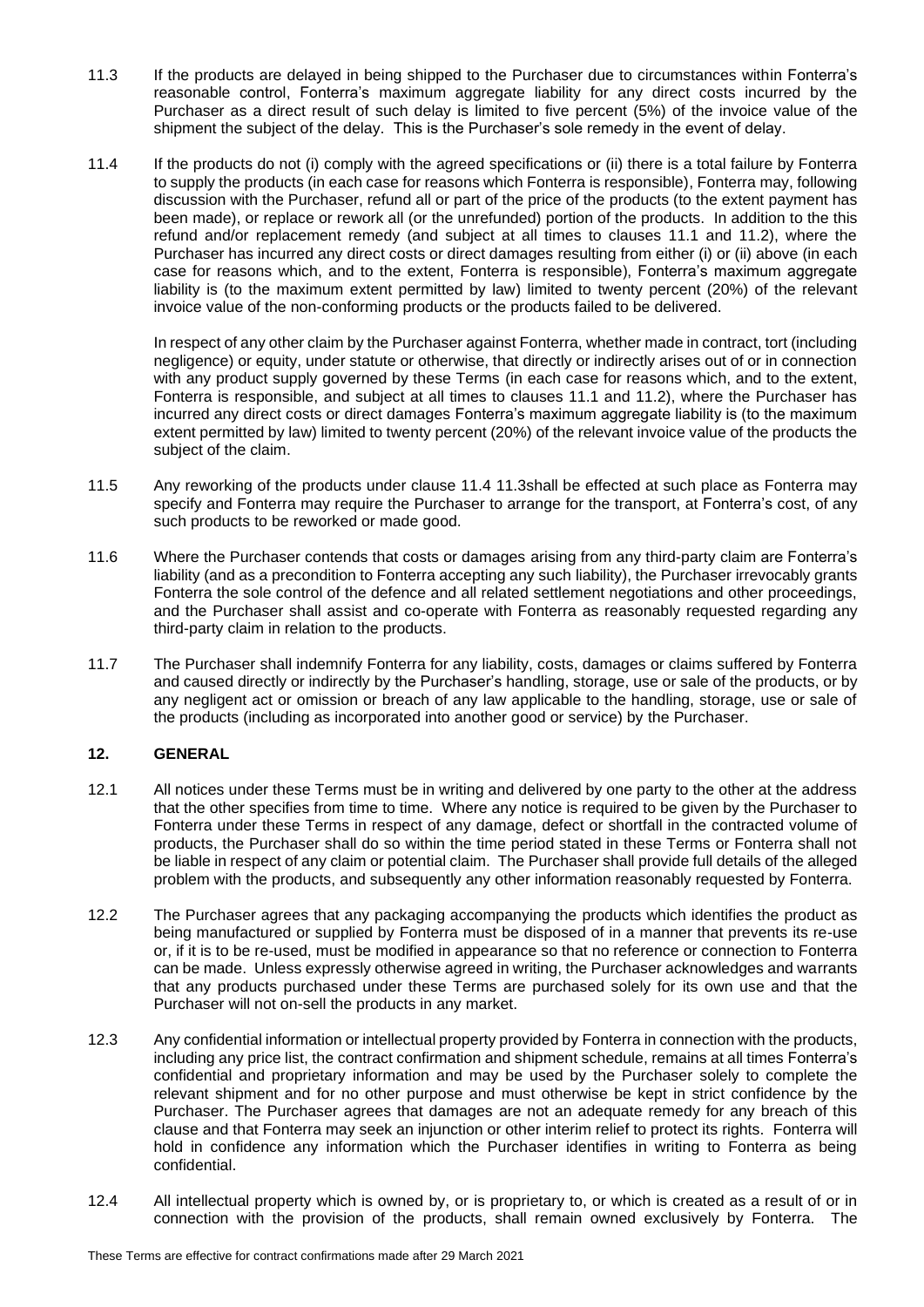11.3 If the products are delayed in being shipped to the Purchaser due to circumstances within Fonterra's reasonable control, Fonterra's maximum aggregate liability for any direct costs incurred by the Purchaser as a direct result of such delay is limited to five percent (5%) of the invoice value of the shipment the subject of the delay. This is the Purchaser's sole remedy in the event of delay.

11.4 If the products do not (i) comply with the agreed specifications or (ii) there is a total failure by Fonterra to supply the products (in each case for reasons which Fonterra is responsible), Fonterra may, following discussion with the Purchaser, refund all or part of the price of the products (to the extent payment has been made), or replace or rework all (or the unrefunded) portion of the products. In addition to the this refund and/or replacement remedy (and subject at all times to clauses 11.1 and 11.2), where the Purchaser has incurred any direct costs or direct damages resulting from either (i) or (ii) above (in each case for reasons which, and to the extent, Fonterra is responsible), Fonterra's maximum aggregate liability is (to the maximum extent permitted by law) limited to twenty percent (20%) of the relevant invoice value of the non-conforming products or the products failed to be delivered.

In respect of any other claim by the Purchaser against Fonterra, whether made in contract, tort (including negligence) or equity, under statute or otherwise, that directly or indirectly arises out of or in connection with any product supply governed by these Terms (in each case for reasons which, and to the extent, Fonterra is responsible, and subject at all times to clauses 11.1 and 11.2), where the Purchaser has incurred any direct costs or direct damages Fonterra's maximum aggregate liability is (to the maximum extent permitted by law) limited to twenty percent (20%) of the relevant invoice value of the products the subject of the claim.

11.5 Any reworking of the products under clause 11.4 11.3shall be effected at such place as Fonterra may specify and Fonterra may require the Purchaser to arrange for the transport, at Fonterra's cost, of any such products to be reworked or made good.

11.6 Where the Purchaser contends that costs or damages arising from any third-party claim are Fonterra's liability (and as a precondition to Fonterra accepting any such liability), the Purchaser irrevocably grants Fonterra the sole control of the defence and all related settlement negotiations and other proceedings, and the Purchaser shall assist and co-operate with Fonterra as reasonably requested regarding any third-party claim in relation to the products.

11.7 The Purchaser shall indemnify Fonterra for any liability, costs, damages or claims suffered by Fonterra and caused directly or indirectly by the Purchaser's handling, storage, use or sale of the products, or by any negligent act or omission or breach of any law applicable to the handling, storage, use or sale of the products (including as incorporated into another good or service) by the Purchaser.

## 12. GENERAL

12.1 All notices under these Terms must be in writing and delivered by one party to the other at the address that the other specifies from time to time. Where any notice is required to be given by the Purchaser to Fonterra under these Terms in respect of any damage, defect or shortfall in the contracted volume of products, the Purchaser shall do so within the time period stated in these Terms or Fonterra shall not be liable in respect of any claim or potential claim. The Purchaser shall provide full details of the alleged problem with the products, and subsequently any other information reasonably requested by Fonterra.

12.2 The Purchaser agrees that any packaging accompanying the products which identifies the product as being manufactured or supplied by Fonterra must be disposed of in a manner that prevents its re-use or, if it is to be re-used, must be modified in appearance so that no reference or connection to Fonterra can be made. Unless expressly otherwise agreed in writing, the Purchaser acknowledges and warrants that any products purchased under these Terms are purchased solely for its own use and that the Purchaser will not on-sell the products in any market.

12.3 Any confidential information or intellectual property provided by Fonterra in connection with the products, including any price list, the contract confirmation and shipment schedule, remains at all times Fonterra's confidential and proprietary information and may be used by the Purchaser solely to complete the relevant shipment and for no other purpose and must otherwise be kept in strict confidence by the Purchaser. The Purchaser agrees that damages are not an adequate remedy for any breach of this clause and that Fonterra may seek an injunction or other interim relief to protect its rights. Fonterra will hold in confidence any information which the Purchaser identifies in writing to Fonterra as being confidential.

12.4 All intellectual property which is owned by, or is proprietary to, or which is created as a result of or in connection with the provision of the products, shall remain owned exclusively by Fonterra. The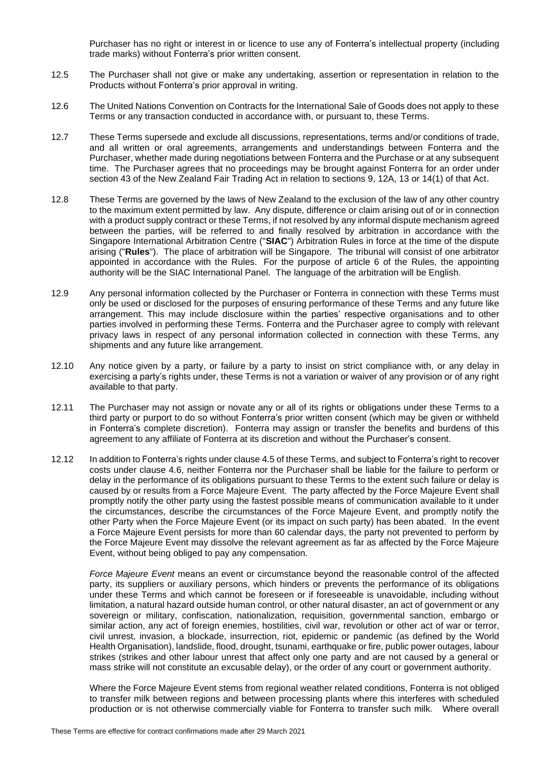Purchaser has no right or interest in or licence to use any of Fonterra's intellectual property (including trade marks) without Fonterra's prior written consent.

12.5 The Purchaser shall not give or make any undertaking, assertion or representation in relation to the Products without Fonterra's prior approval in writing.

12.6 The United Nations Convention on Contracts for the International Sale of Goods does not apply to these Terms or any transaction conducted in accordance with, or pursuant to, these Terms.

12.7 These Terms supersede and exclude all discussions, representations, terms and/or conditions of trade, and all written or oral agreements, arrangements and understandings between Fonterra and the Purchaser, whether made during negotiations between Fonterra and the Purchase or at any subsequent time. The Purchaser agrees that no proceedings may be brought against Fonterra for an order under section 43 of the New Zealand Fair Trading Act in relation to sections 9, 12A, 13 or 14(1) of that Act.

12.8 These Terms are governed by the laws of New Zealand to the exclusion of the law of any other country to the maximum extent permitted by law. Any dispute, difference or claim arising out of or in connection with a product supply contract or these Terms, if not resolved by any informal dispute mechanism agreed between the parties, will be referred to and finally resolved by arbitration in accordance with the Singapore International Arbitration Centre ("**SIAC**") Arbitration Rules in force at the time of the dispute arising ("**Rules**"). The place of arbitration will be Singapore. The tribunal will consist of one arbitrator appointed in accordance with the Rules. For the purpose of article 6 of the Rules, the appointing authority will be the SIAC International Panel. The language of the arbitration will be English.

12.9 Any personal information collected by the Purchaser or Fonterra in connection with these Terms must only be used or disclosed for the purposes of ensuring performance of these Terms and any future like arrangement. This may include disclosure within the parties' respective organisations and to other parties involved in performing these Terms. Fonterra and the Purchaser agree to comply with relevant privacy laws in respect of any personal information collected in connection with these Terms, any shipments and any future like arrangement.

12.10 Any notice given by a party, or failure by a party to insist on strict compliance with, or any delay in exercising a party's rights under, these Terms is not a variation or waiver of any provision or of any right available to that party.

12.11 The Purchaser may not assign or novate any or all of its rights or obligations under these Terms to a third party or purport to do so without Fonterra's prior written consent (which may be given or withheld in Fonterra's complete discretion). Fonterra may assign or transfer the benefits and burdens of this agreement to any affiliate of Fonterra at its discretion and without the Purchaser's consent.

12.12 In addition to Fonterra's rights under clause 4.5 of these Terms, and subject to Fonterra's right to recover costs under clause 4.6, neither Fonterra nor the Purchaser shall be liable for the failure to perform or delay in the performance of its obligations pursuant to these Terms to the extent such failure or delay is caused by or results from a Force Majeure Event. The party affected by the Force Majeure Event shall promptly notify the other party using the fastest possible means of communication available to it under the circumstances, describe the circumstances of the Force Majeure Event, and promptly notify the other Party when the Force Majeure Event (or its impact on such party) has been abated. In the event a Force Majeure Event persists for more than 60 calendar days, the party not prevented to perform by the Force Majeure Event may dissolve the relevant agreement as far as affected by the Force Majeure Event, without being obliged to pay any compensation.

*Force Majeure Event* means an event or circumstance beyond the reasonable control of the affected party, its suppliers or auxiliary persons, which hinders or prevents the performance of its obligations under these Terms and which cannot be foreseen or if foreseeable is unavoidable, including without limitation, a natural hazard outside human control, or other natural disaster, an act of government or any sovereign or military, confiscation, nationalization, requisition, governmental sanction, embargo or similar action, any act of foreign enemies, hostilities, civil war, revolution or other act of war or terror, civil unrest, invasion, a blockade, insurrection, riot, epidemic or pandemic (as defined by the World Health Organisation), landslide, flood, drought, tsunami, earthquake or fire, public power outages, labour strikes (strikes and other labour unrest that affect only one party and are not caused by a general or mass strike will not constitute an excusable delay), or the order of any court or government authority.

Where the Force Majeure Event stems from regional weather related conditions, Fonterra is not obliged to transfer milk between regions and between processing plants where this interferes with scheduled production or is not otherwise commercially viable for Fonterra to transfer such milk. Where overall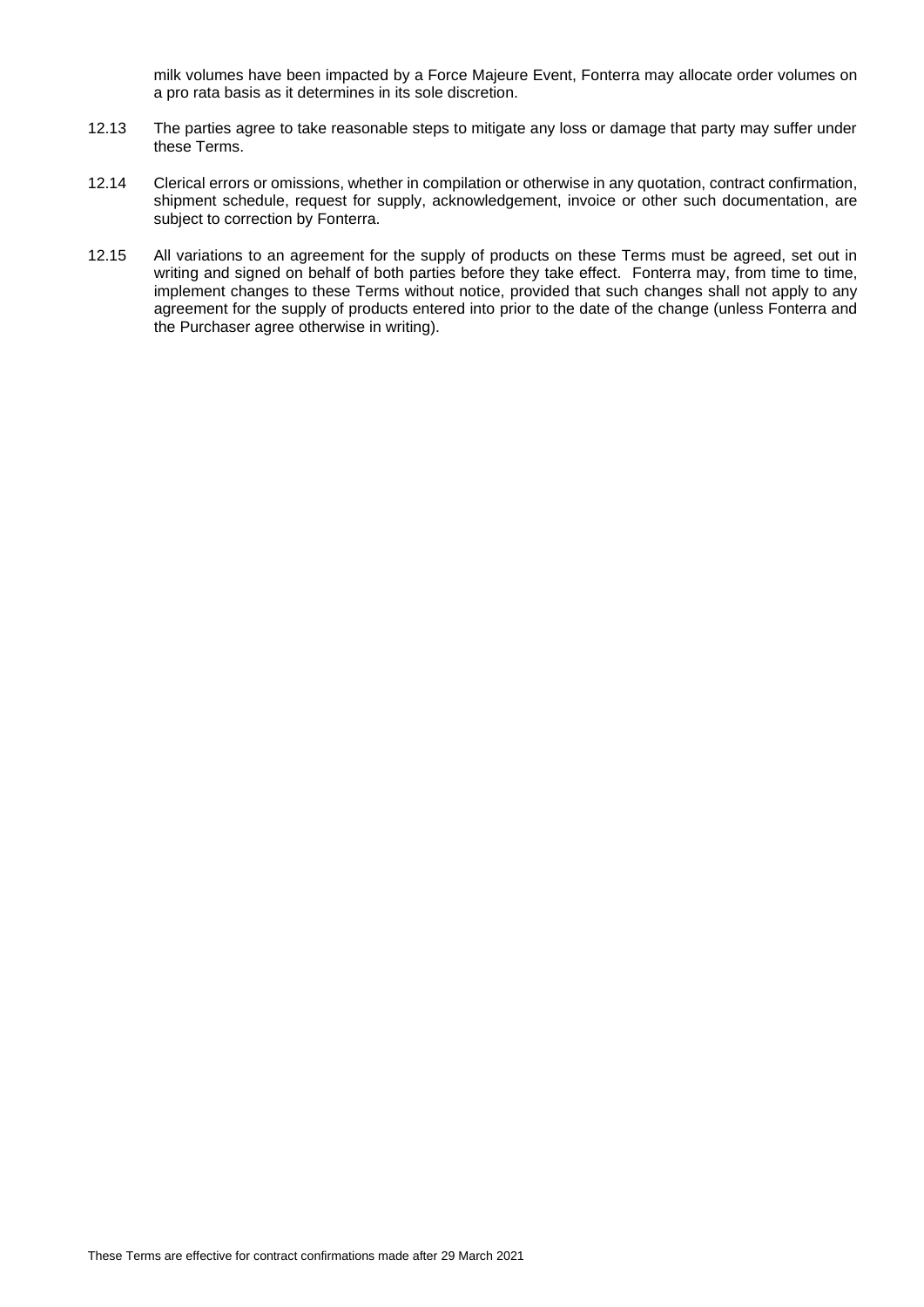milk volumes have been impacted by a Force Majeure Event, Fonterra may allocate order volumes on a pro rata basis as it determines in its sole discretion.

12.13 The parties agree to take reasonable steps to mitigate any loss or damage that party may suffer under these Terms.

12.14 Clerical errors or omissions, whether in compilation or otherwise in any quotation, contract confirmation, shipment schedule, request for supply, acknowledgement, invoice or other such documentation, are subject to correction by Fonterra.

12.15 All variations to an agreement for the supply of products on these Terms must be agreed, set out in writing and signed on behalf of both parties before they take effect. Fonterra may, from time to time, implement changes to these Terms without notice, provided that such changes shall not apply to any agreement for the supply of products entered into prior to the date of the change (unless Fonterra and the Purchaser agree otherwise in writing).

These Terms are effective for contract confirmations made after 29 March 2021